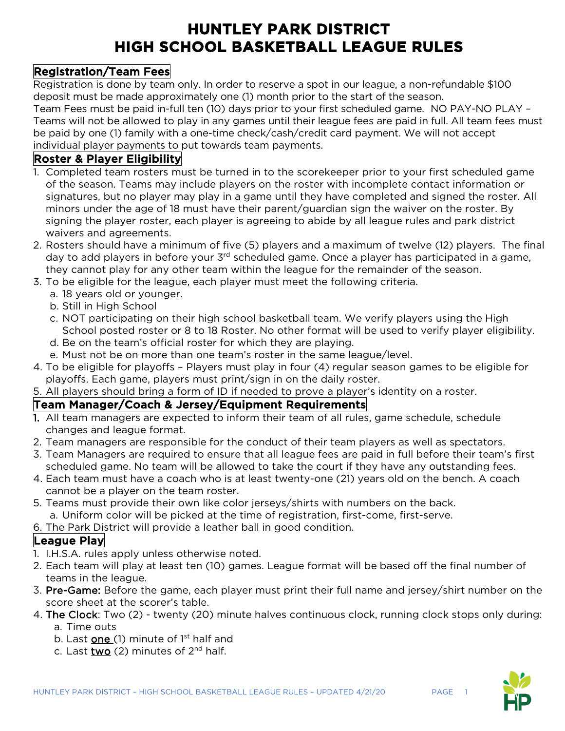# HUNTLEY PARK DISTRICT
# HIGH SCHOOL BASKETBALL LEAGUE RULES

## Registration/Team Fees

Registration is done by team only. In order to reserve a spot in our league, a non-refundable $100 deposit must be made approximately one (1) month prior to the start of the season.
Team Fees must be paid in-full ten (10) days prior to your first scheduled game. NO PAY-NO PLAY – Teams will not be allowed to play in any games until their league fees are paid in full. All team fees must be paid by one (1) family with a one-time check/cash/credit card payment. We will not accept individual player payments to put towards team payments.

## Roster & Player Eligibility

1. Completed team rosters must be turned in to the scorekeeper prior to your first scheduled game of the season. Teams may include players on the roster with incomplete contact information or signatures, but no player may play in a game until they have completed and signed the roster. All minors under the age of 18 must have their parent/guardian sign the waiver on the roster. By signing the player roster, each player is agreeing to abide by all league rules and park district waivers and agreements.
2. Rosters should have a minimum of five (5) players and a maximum of twelve (12) players. The final day to add players in before your 3rd scheduled game. Once a player has participated in a game, they cannot play for any other team within the league for the remainder of the season.
3. To be eligible for the league, each player must meet the following criteria.
   a. 18 years old or younger.
   b. Still in High School
   c. NOT participating on their high school basketball team. We verify players using the High School posted roster or 8 to 18 Roster. No other format will be used to verify player eligibility.
   d. Be on the team's official roster for which they are playing.
   e. Must not be on more than one team's roster in the same league/level.
4. To be eligible for playoffs – Players must play in four (4) regular season games to be eligible for playoffs. Each game, players must print/sign in on the daily roster.
5. All players should bring a form of ID if needed to prove a player's identity on a roster.

## Team Manager/Coach & Jersey/Equipment Requirements

1. All team managers are expected to inform their team of all rules, game schedule, schedule changes and league format.
2. Team managers are responsible for the conduct of their team players as well as spectators.
3. Team Managers are required to ensure that all league fees are paid in full before their team's first scheduled game. No team will be allowed to take the court if they have any outstanding fees.
4. Each team must have a coach who is at least twenty-one (21) years old on the bench. A coach cannot be a player on the team roster.
5. Teams must provide their own like color jerseys/shirts with numbers on the back.
   a. Uniform color will be picked at the time of registration, first-come, first-serve.
6. The Park District will provide a leather ball in good condition.

## League Play

1. I.H.S.A. rules apply unless otherwise noted.
2. Each team will play at least ten (10) games. League format will be based off the final number of teams in the league.
3. **Pre-Game:** Before the game, each player must print their full name and jersey/shirt number on the score sheet at the scorer's table.
4. **The Clock**: Two (2) - twenty (20) minute halves continuous clock, running clock stops only during:
   a. Time outs
   b. Last <u>one</u> (1) minute of 1st half and
   c. Last <u>two</u> (2) minutes of 2nd half.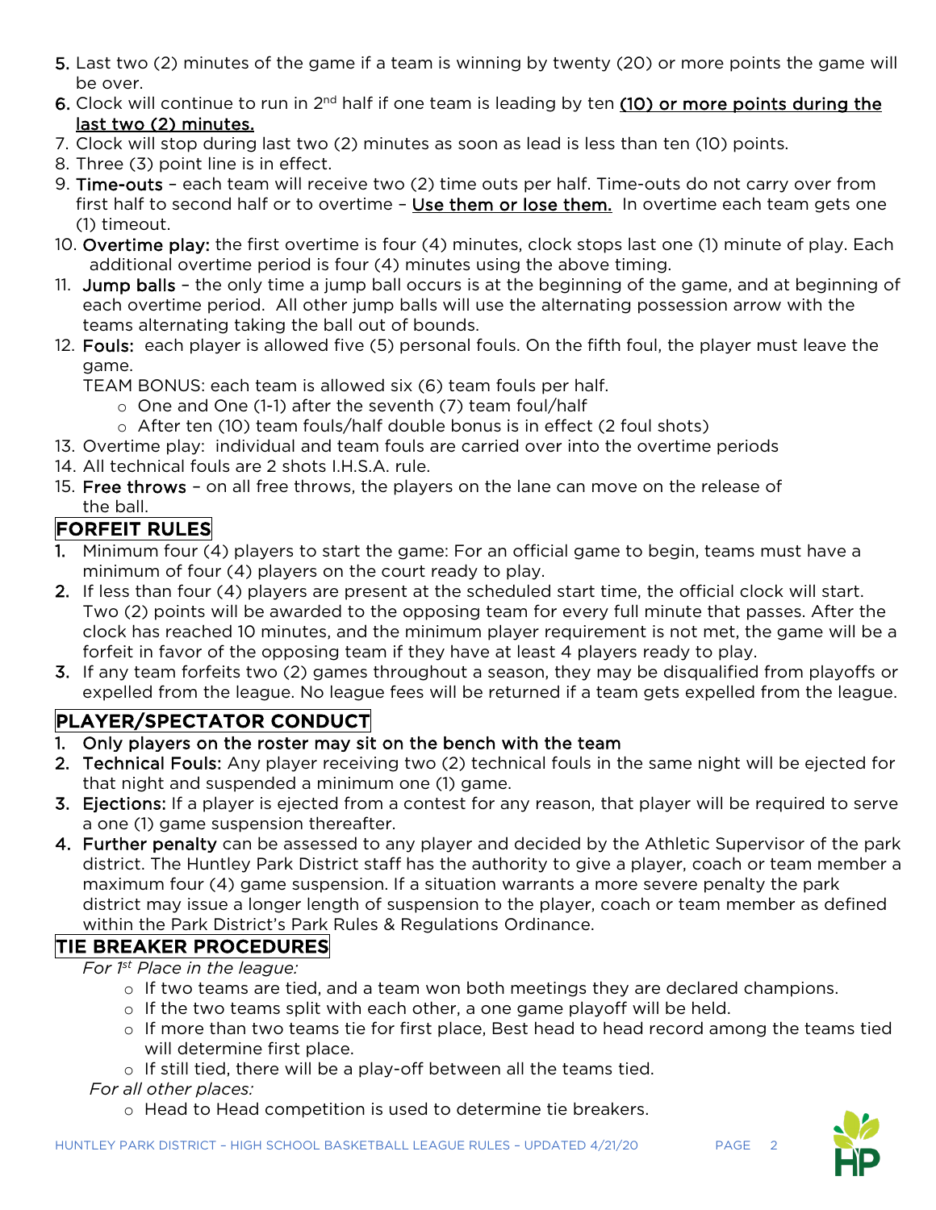5. Last two (2) minutes of the game if a team is winning by twenty (20) or more points the game will be over.
6. Clock will continue to run in 2nd half if one team is leading by ten <u>(10) or more points during the last two (2) minutes.</u>
7. Clock will stop during last two (2) minutes as soon as lead is less than ten (10) points.
8. Three (3) point line is in effect.
9. Time-outs – each team will receive two (2) time outs per half. Time-outs do not carry over from first half to second half or to overtime – <u>Use them or lose them.</u> In overtime each team gets one (1) timeout.
10. Overtime play: the first overtime is four (4) minutes, clock stops last one (1) minute of play. Each additional overtime period is four (4) minutes using the above timing.
11. Jump balls – the only time a jump ball occurs is at the beginning of the game, and at beginning of each overtime period. All other jump balls will use the alternating possession arrow with the teams alternating taking the ball out of bounds.
12. Fouls: each player is allowed five (5) personal fouls. On the fifth foul, the player must leave the game.

    TEAM BONUS: each team is allowed six (6) team fouls per half.
    - One and One (1-1) after the seventh (7) team foul/half
    - After ten (10) team fouls/half double bonus is in effect (2 foul shots)
13. Overtime play: individual and team fouls are carried over into the overtime periods
14. All technical fouls are 2 shots I.H.S.A. rule.
15. Free throws – on all free throws, the players on the lane can move on the release of the ball.

## FORFEIT RULES

1. Minimum four (4) players to start the game: For an official game to begin, teams must have a minimum of four (4) players on the court ready to play.
2. If less than four (4) players are present at the scheduled start time, the official clock will start. Two (2) points will be awarded to the opposing team for every full minute that passes. After the clock has reached 10 minutes, and the minimum player requirement is not met, the game will be a forfeit in favor of the opposing team if they have at least 4 players ready to play.
3. If any team forfeits two (2) games throughout a season, they may be disqualified from playoffs or expelled from the league. No league fees will be returned if a team gets expelled from the league.

## PLAYER/SPECTATOR CONDUCT

1. Only players on the roster may sit on the bench with the team
2. Technical Fouls: Any player receiving two (2) technical fouls in the same night will be ejected for that night and suspended a minimum one (1) game.
3. Ejections: If a player is ejected from a contest for any reason, that player will be required to serve a one (1) game suspension thereafter.
4. Further penalty can be assessed to any player and decided by the Athletic Supervisor of the park district. The Huntley Park District staff has the authority to give a player, coach or team member a maximum four (4) game suspension. If a situation warrants a more severe penalty the park district may issue a longer length of suspension to the player, coach or team member as defined within the Park District's Park Rules & Regulations Ordinance.

## TIE BREAKER PROCEDURES

*For 1st Place in the league:*

- If two teams are tied, and a team won both meetings they are declared champions.
- If the two teams split with each other, a one game playoff will be held.
- If more than two teams tie for first place, Best head to head record among the teams tied will determine first place.
- If still tied, there will be a play-off between all the teams tied.

*For all other places:*

- Head to Head competition is used to determine tie breakers.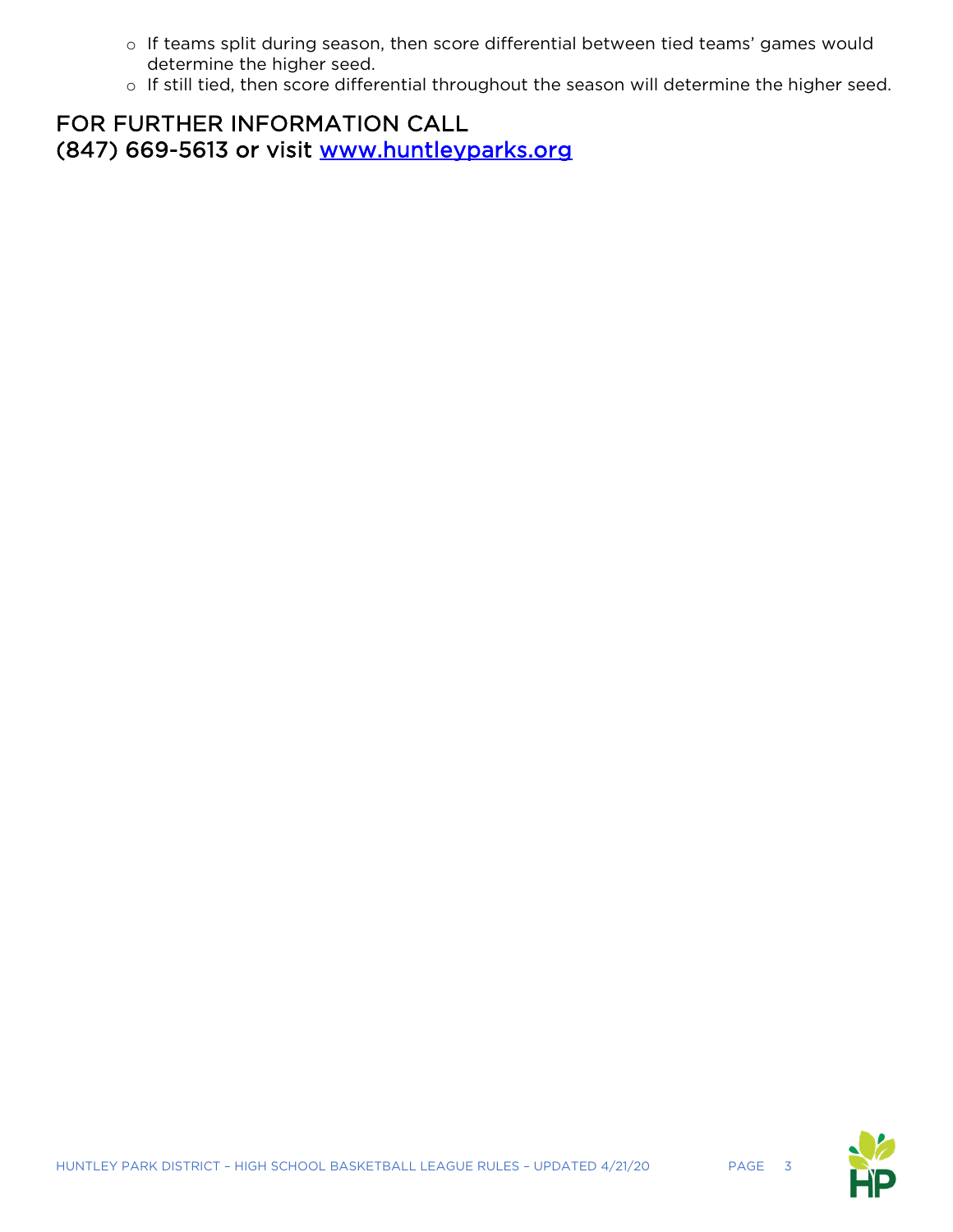- If teams split during season, then score differential between tied teams' games would determine the higher seed.
- If still tied, then score differential throughout the season will determine the higher seed.

## FOR FURTHER INFORMATION CALL (847) 669-5613 or visit [www.huntleyparks.org](http://www.huntleyparks.org)